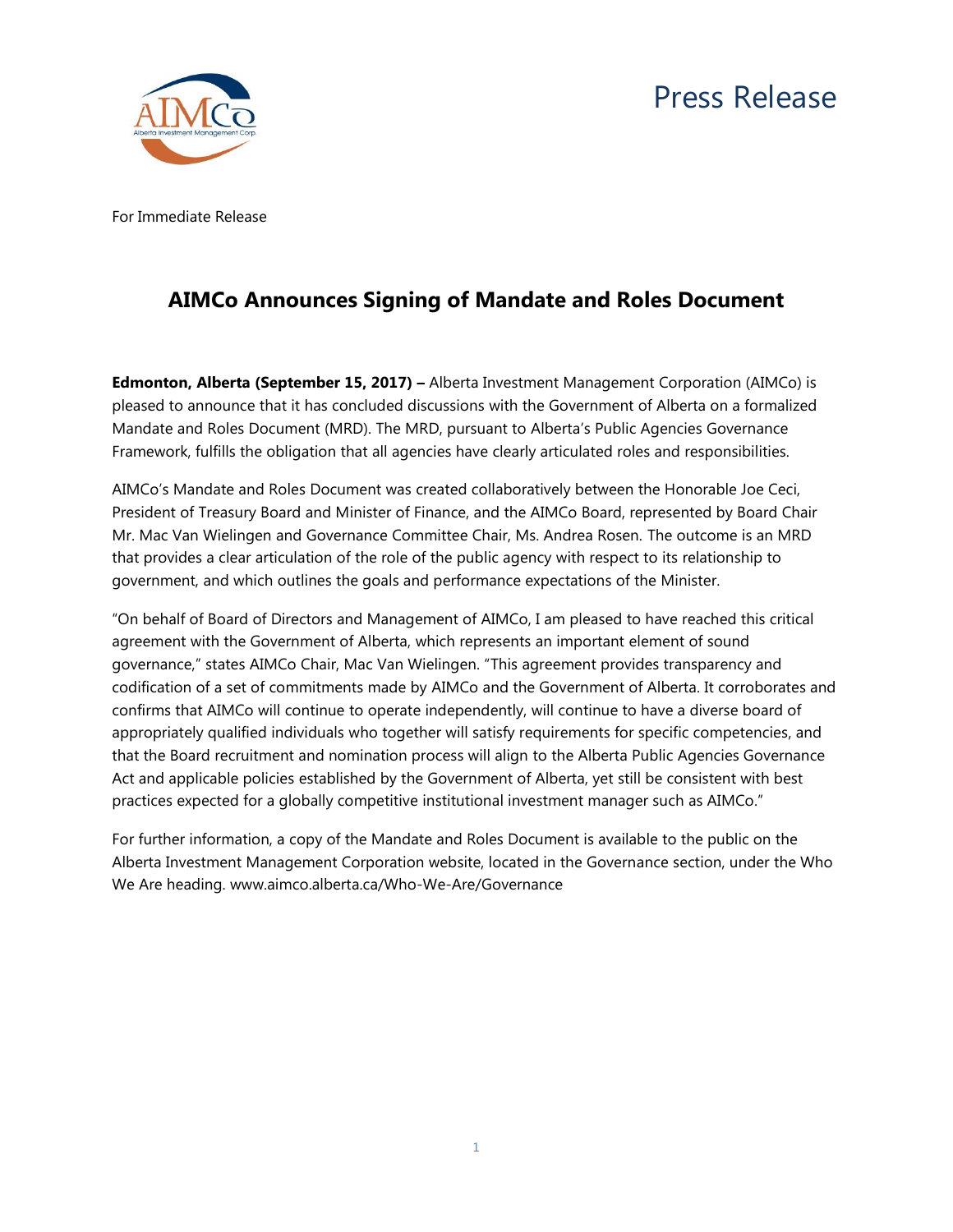Press Release

For Immediate Release

# AIMCo Announces Signing of Mandate and Roles Document

**Edmonton, Alberta (September 15, 2017) –** Alberta Investment Management Corporation (AIMCo) is pleased to announce that it has concluded discussions with the Government of Alberta on a formalized Mandate and Roles Document (MRD). The MRD, pursuant to Alberta's Public Agencies Governance Framework, fulfills the obligation that all agencies have clearly articulated roles and responsibilities.

AIMCo's Mandate and Roles Document was created collaboratively between the Honorable Joe Ceci, President of Treasury Board and Minister of Finance, and the AIMCo Board, represented by Board Chair Mr. Mac Van Wielingen and Governance Committee Chair, Ms. Andrea Rosen. The outcome is an MRD that provides a clear articulation of the role of the public agency with respect to its relationship to government, and which outlines the goals and performance expectations of the Minister.

"On behalf of Board of Directors and Management of AIMCo, I am pleased to have reached this critical agreement with the Government of Alberta, which represents an important element of sound governance," states AIMCo Chair, Mac Van Wielingen. "This agreement provides transparency and codification of a set of commitments made by AIMCo and the Government of Alberta. It corroborates and confirms that AIMCo will continue to operate independently, will continue to have a diverse board of appropriately qualified individuals who together will satisfy requirements for specific competencies, and that the Board recruitment and nomination process will align to the Alberta Public Agencies Governance Act and applicable policies established by the Government of Alberta, yet still be consistent with best practices expected for a globally competitive institutional investment manager such as AIMCo."

For further information, a copy of the Mandate and Roles Document is available to the public on the Alberta Investment Management Corporation website, located in the Governance section, under the Who We Are heading. www.aimco.alberta.ca/Who-We-Are/Governance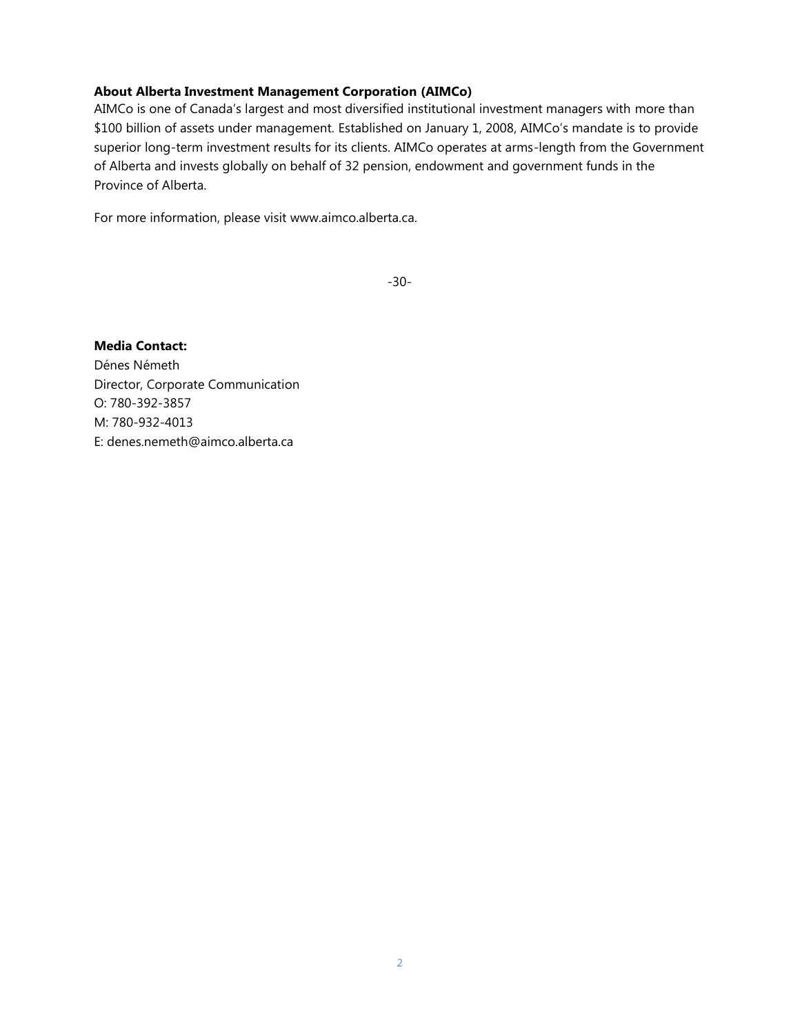**About Alberta Investment Management Corporation (AIMCo)**

AIMCo is one of Canada's largest and most diversified institutional investment managers with more than $100 billion of assets under management. Established on January 1, 2008, AIMCo's mandate is to provide superior long-term investment results for its clients. AIMCo operates at arms-length from the Government of Alberta and invests globally on behalf of 32 pension, endowment and government funds in the Province of Alberta.

For more information, please visit www.aimco.alberta.ca.

-30-

**Media Contact:**

Dénes Németh
Director, Corporate Communication
O: 780-392-3857
M: 780-932-4013
E: denes.nemeth@aimco.alberta.ca